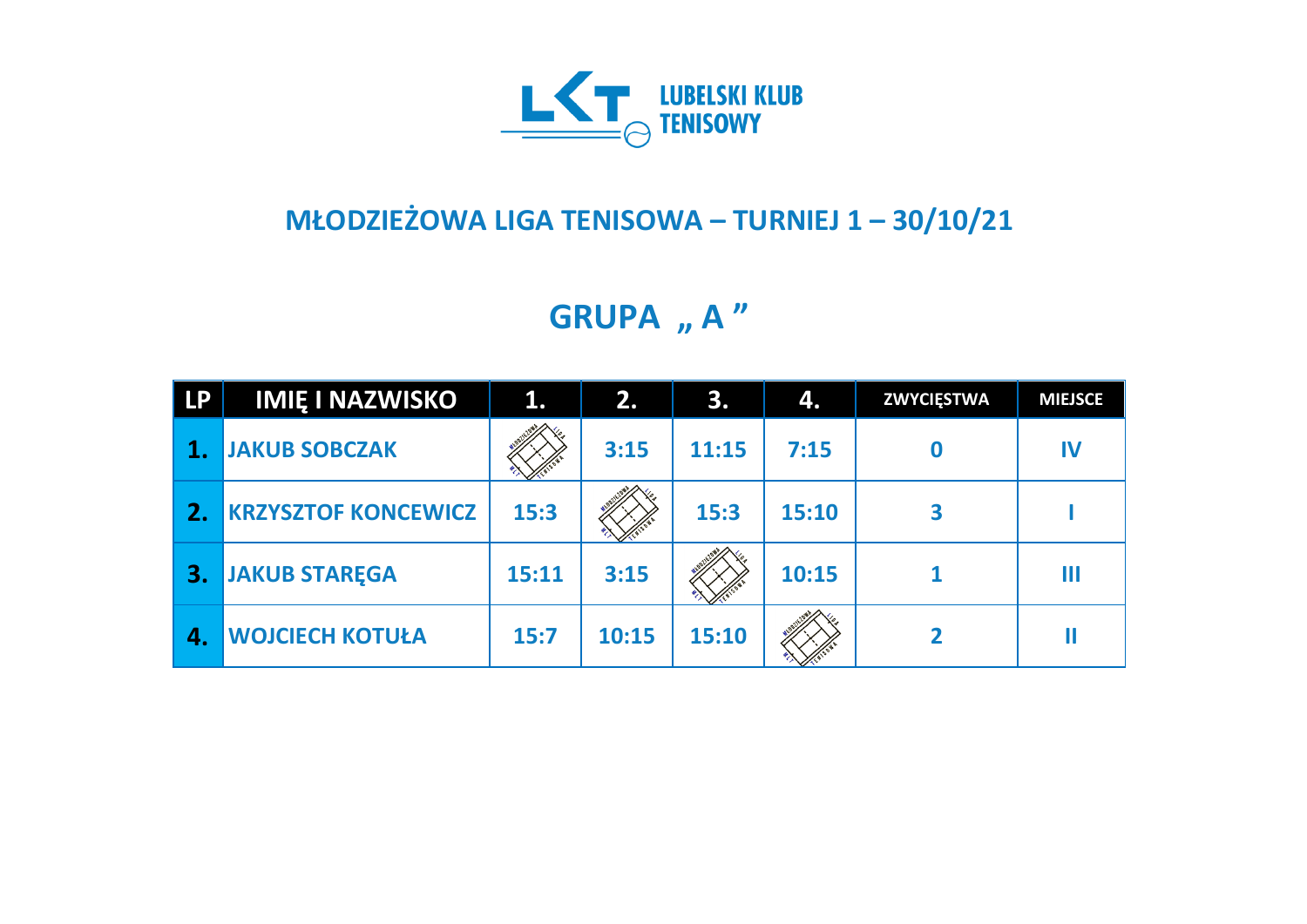LUBELSKI KLUB TENISOWY

## MŁODZIEŻOWA LIGA TENISOWA – TURNIEJ 1 – 30/10/21

## GRUPA „ A ”

| LP | IMIĘ I NAZWISKO | 1. | 2. | 3. | 4. | ZWYCIĘSTWA | MIEJSCE |
|---|---|---|---|---|---|---|---|
| 1. | JAKUB SOBCZAK | | 3:15 | 11:15 | 7:15 | 0 | IV |
| 2. | KRZYSZTOF KONCEWICZ | 15:3 | | 15:3 | 15:10 | 3 | I |
| 3. | JAKUB STARĘGA | 15:11 | 3:15 | | 10:15 | 1 | III |
| 4. | WOJCIECH KOTUŁA | 15:7 | 10:15 | 15:10 | | 2 | II |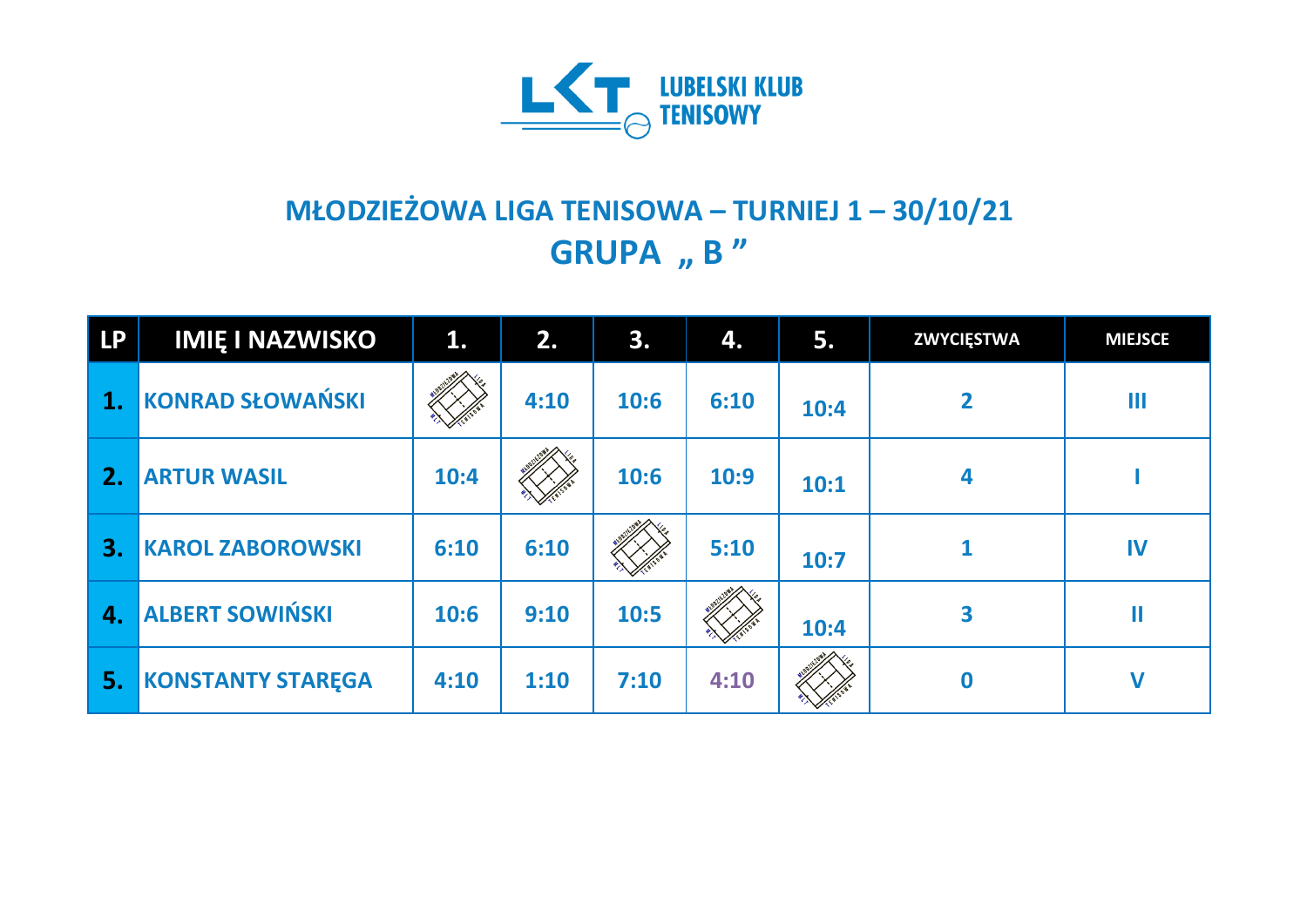LUBELSKI KLUB TENISOWY

# MŁODZIEŻOWA LIGA TENISOWA – TURNIEJ 1 – 30/10/21

## GRUPA „ B ”

| LP | IMIĘ I NAZWISKO | 1. | 2. | 3. | 4. | 5. | ZWYCIĘSTWA | MIEJSCE |
|---|---|---|---|---|---|---|---|---|
| 1. | KONRAD SŁOWAŃSKI | | 4:10 | 10:6 | 6:10 | 10:4 | 2 | III |
| 2. | ARTUR WASIL | 10:4 | | 10:6 | 10:9 | 10:1 | 4 | I |
| 3. | KAROL ZABOROWSKI | 6:10 | 6:10 | | 5:10 | 10:7 | 1 | IV |
| 4. | ALBERT SOWIŃSKI | 10:6 | 9:10 | 10:5 | | 10:4 | 3 | II |
| 5. | KONSTANTY STARĘGA | 4:10 | 1:10 | 7:10 | 4:10 | | 0 | V |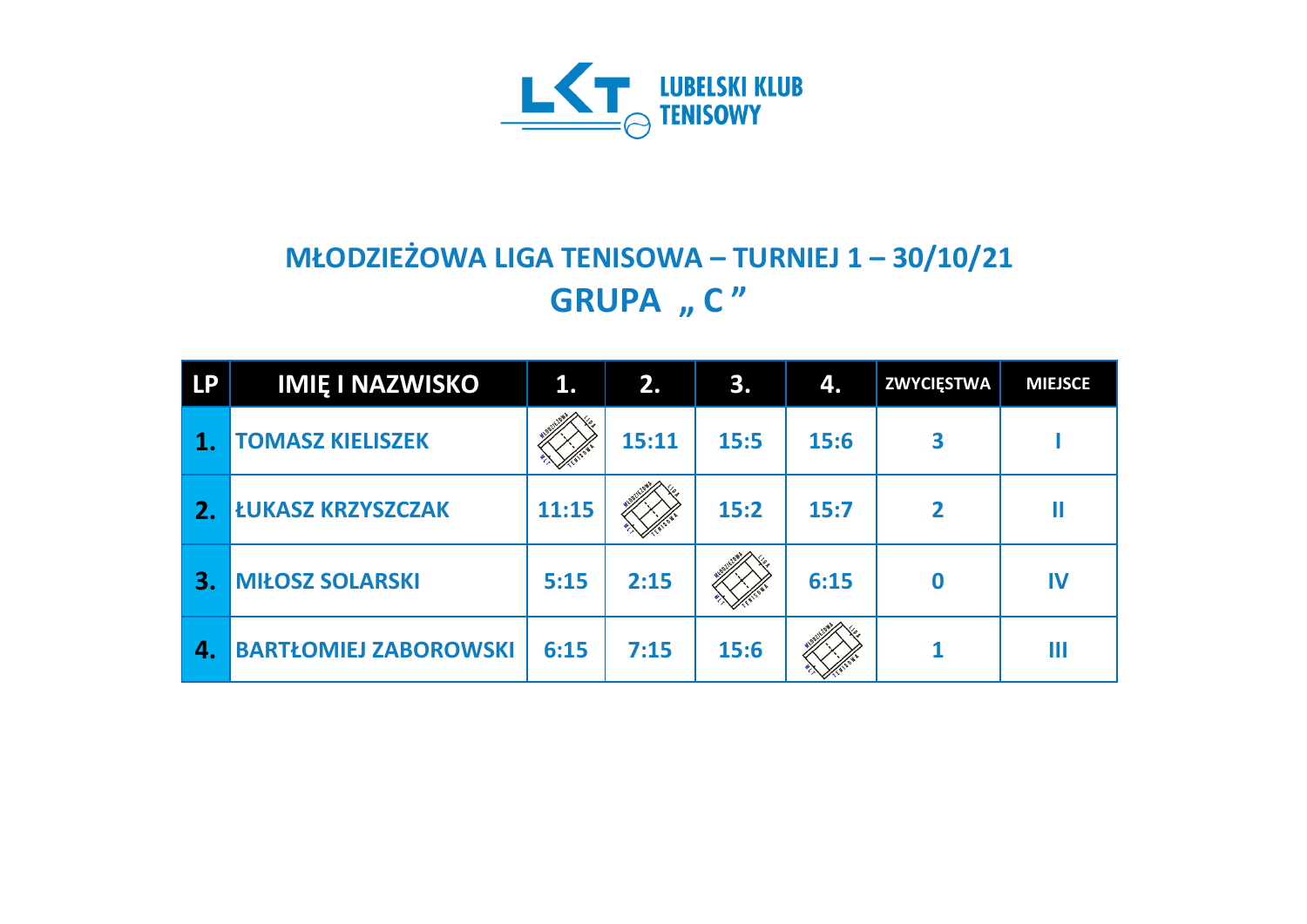LUBELSKI KLUB TENISOWY

# MŁODZIEŻOWA LIGA TENISOWA – TURNIEJ 1 – 30/10/21

## GRUPA „ C ”

| LP | IMIĘ I NAZWISKO | 1. | 2. | 3. | 4. | ZWYCIĘSTWA | MIEJSCE |
|---|---|---|---|---|---|---|---|
| 1. | TOMASZ KIELISZEK | | 15:11 | 15:5 | 15:6 | 3 | I |
| 2. | ŁUKASZ KRZYSZCZAK | 11:15 | | 15:2 | 15:7 | 2 | II |
| 3. | MIŁOSZ SOLARSKI | 5:15 | 2:15 | | 6:15 | 0 | IV |
| 4. | BARTŁOMIEJ ZABOROWSKI | 6:15 | 7:15 | 15:6 | | 1 | III |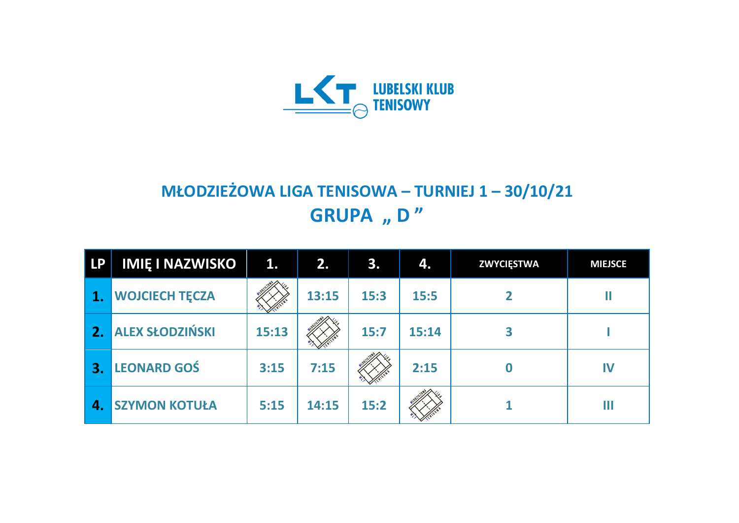LUBELSKI KLUB TENISOWY

# MŁODZIEŻOWA LIGA TENISOWA – TURNIEJ 1 – 30/10/21

## GRUPA „ D ”

| LP | IMIĘ I NAZWISKO | 1. | 2. | 3. | 4. | ZWYCIĘSTWA | MIEJSCE |
|---|---|---|---|---|---|---|---|
| 1. | WOJCIECH TĘCZA | | 13:15 | 15:3 | 15:5 | 2 | II |
| 2. | ALEX SŁODZIŃSKI | 15:13 | | 15:7 | 15:14 | 3 | I |
| 3. | LEONARD GOŚ | 3:15 | 7:15 | | 2:15 | 0 | IV |
| 4. | SZYMON KOTUŁA | 5:15 | 14:15 | 15:2 | | 1 | III |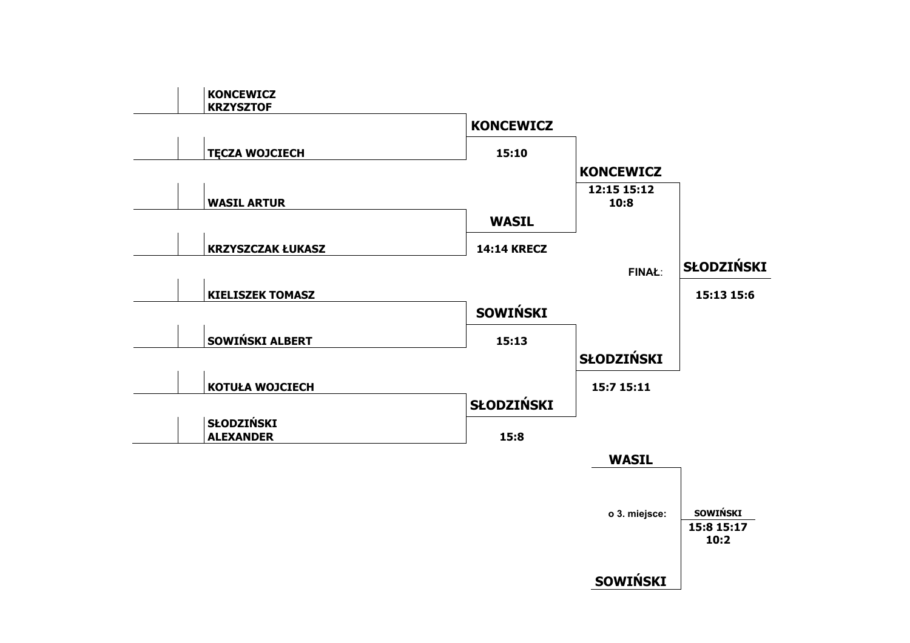KONCEWICZ KRZYSZTOF

TĘCZA WOJCIECH

WASIL ARTUR

KRZYSZCZAK ŁUKASZ

KIELISZEK TOMASZ

SOWIŃSKI ALBERT

KOTUŁA WOJCIECH

SŁODZIŃSKI ALEXANDER

KONCEWICZ
15:10

WASIL
14:14 KRECZ

SOWIŃSKI
15:13

SŁODZIŃSKI
15:8

KONCEWICZ
12:15 15:12
10:8

SŁODZIŃSKI
15:7 15:11

FINAŁ:

SŁODZIŃSKI
15:13 15:6

WASIL

o 3. miejsce:

SOWIŃSKI
15:8 15:17
10:2

SOWIŃSKI